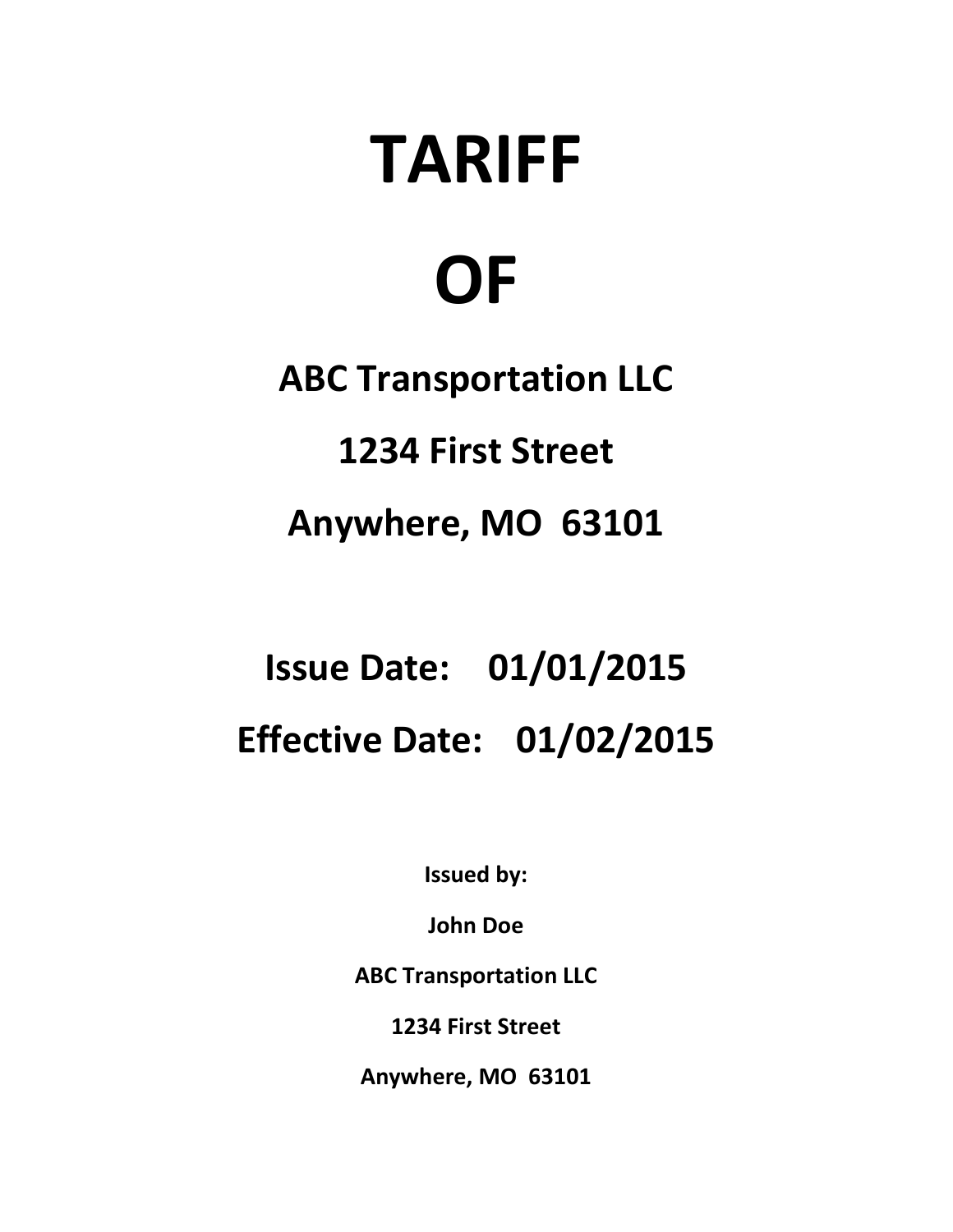# TARIFF

# OF

## ABC Transportation LLC

## 1234 First Street

## Anywhere, MO 63101

## Issue Date: 01/01/2015

## Effective Date: 01/02/2015

**Issued by:**

**John Doe**

**ABC Transportation LLC**

**1234 First Street**

**Anywhere, MO 63101**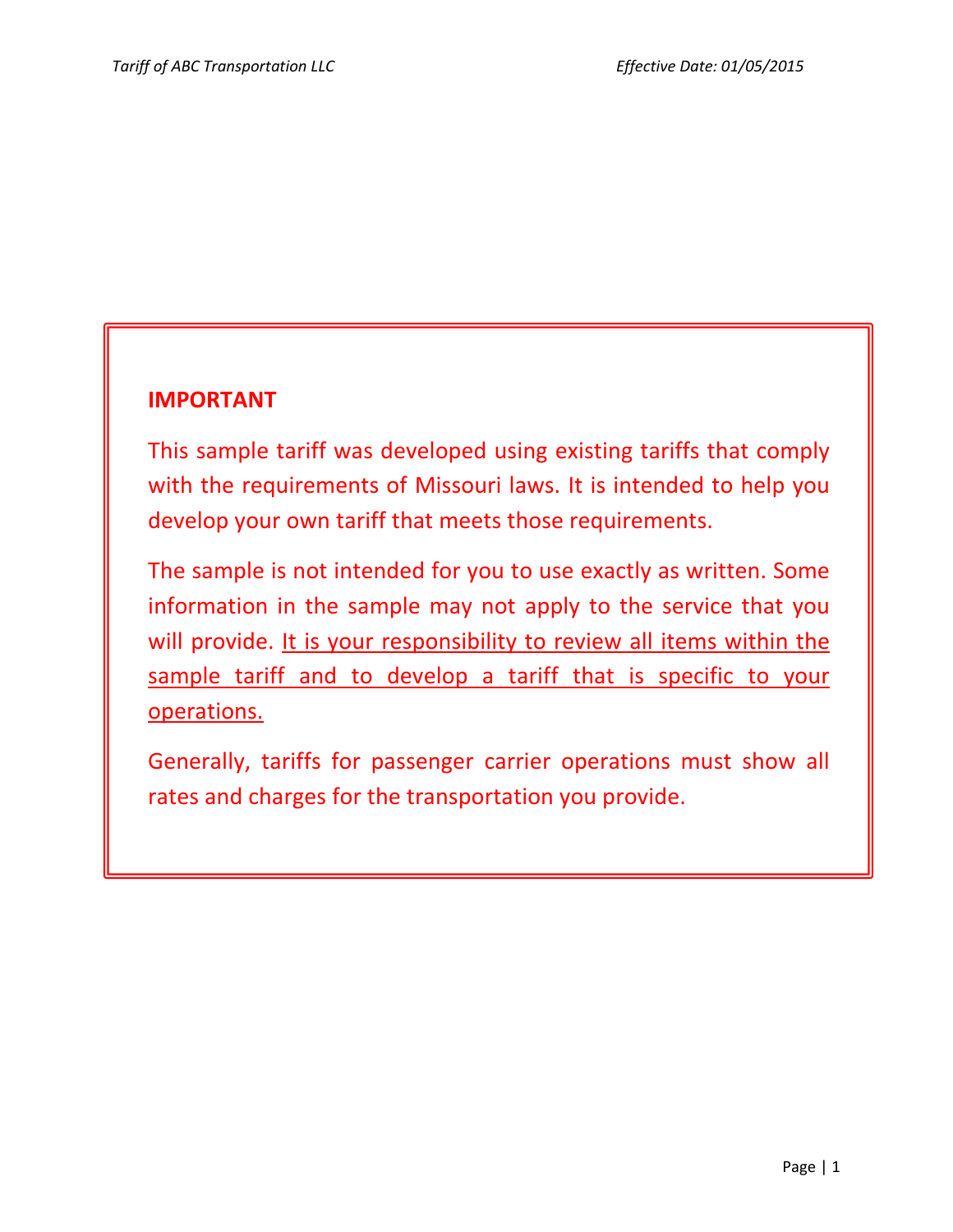**IMPORTANT**

This sample tariff was developed using existing tariffs that comply with the requirements of Missouri laws. It is intended to help you develop your own tariff that meets those requirements.

The sample is not intended for you to use exactly as written. Some information in the sample may not apply to the service that you will provide. <u>It is your responsibility to review all items within the sample tariff and to develop a tariff that is specific to your operations.</u>

Generally, tariffs for passenger carrier operations must show all rates and charges for the transportation you provide.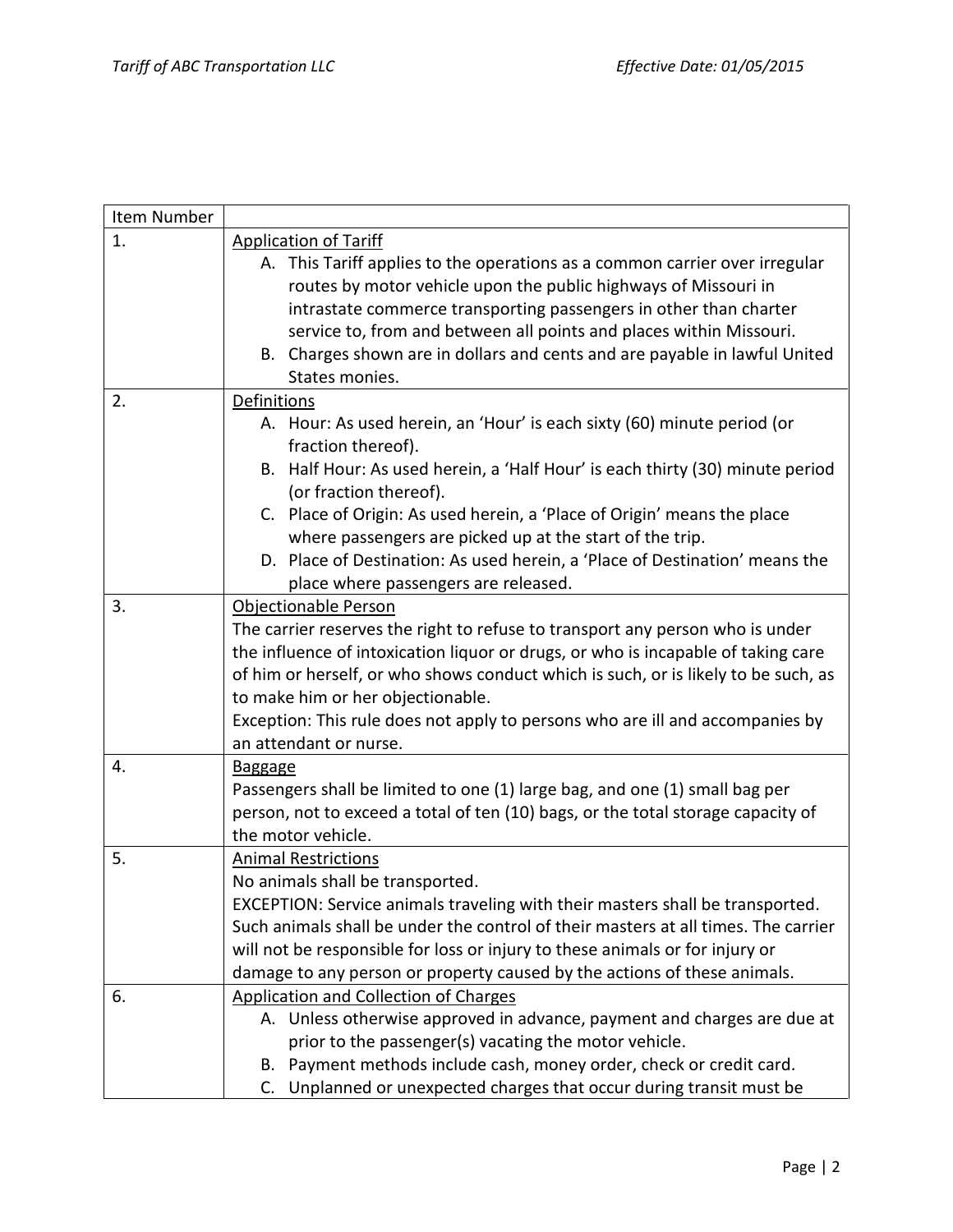| Item Number | |
|---|---|
| 1. | <u>Application of Tariff</u><br>A. This Tariff applies to the operations as a common carrier over irregular routes by motor vehicle upon the public highways of Missouri in intrastate commerce transporting passengers in other than charter service to, from and between all points and places within Missouri.<br>B. Charges shown are in dollars and cents and are payable in lawful United States monies. |
| 2. | <u>Definitions</u><br>A. Hour: As used herein, an 'Hour' is each sixty (60) minute period (or fraction thereof).<br>B. Half Hour: As used herein, a 'Half Hour' is each thirty (30) minute period (or fraction thereof).<br>C. Place of Origin: As used herein, a 'Place of Origin' means the place where passengers are picked up at the start of the trip.<br>D. Place of Destination: As used herein, a 'Place of Destination' means the place where passengers are released. |
| 3. | <u>Objectionable Person</u><br>The carrier reserves the right to refuse to transport any person who is under the influence of intoxication liquor or drugs, or who is incapable of taking care of him or herself, or who shows conduct which is such, or is likely to be such, as to make him or her objectionable.<br>Exception: This rule does not apply to persons who are ill and accompanies by an attendant or nurse. |
| 4. | <u>Baggage</u><br>Passengers shall be limited to one (1) large bag, and one (1) small bag per person, not to exceed a total of ten (10) bags, or the total storage capacity of the motor vehicle. |
| 5. | <u>Animal Restrictions</u><br>No animals shall be transported.<br>EXCEPTION: Service animals traveling with their masters shall be transported. Such animals shall be under the control of their masters at all times. The carrier will not be responsible for loss or injury to these animals or for injury or damage to any person or property caused by the actions of these animals. |
| 6. | <u>Application and Collection of Charges</u><br>A. Unless otherwise approved in advance, payment and charges are due at prior to the passenger(s) vacating the motor vehicle.<br>B. Payment methods include cash, money order, check or credit card.<br>C. Unplanned or unexpected charges that occur during transit must be |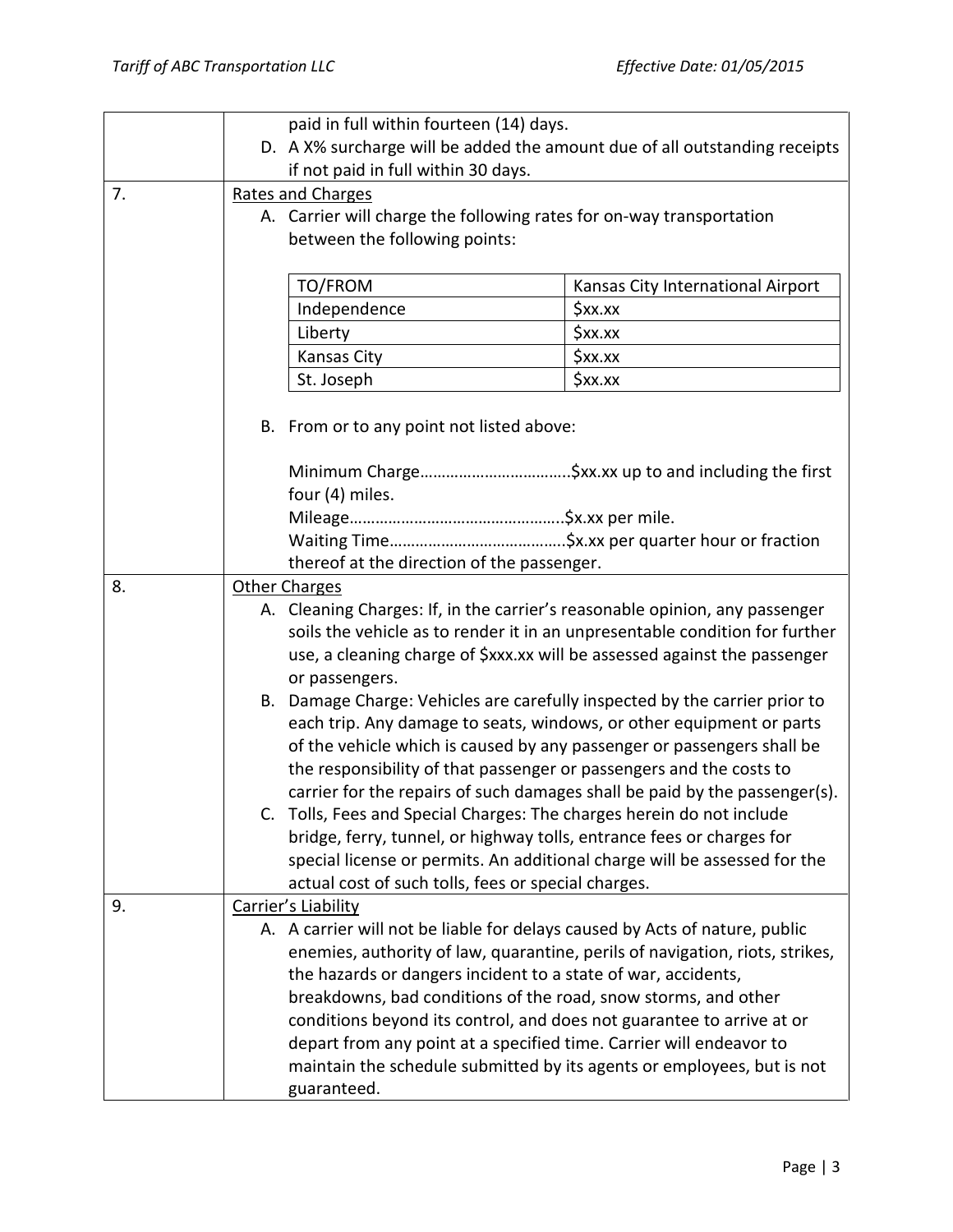paid in full within fourteen (14) days.

D. A X% surcharge will be added the amount due of all outstanding receipts if not paid in full within 30 days.

7. Rates and Charges

A. Carrier will charge the following rates for on-way transportation between the following points:

| TO/FROM | Kansas City International Airport |
|---|---|
| Independence | $xx.xx |
| Liberty | $xx.xx |
| Kansas City | $xx.xx |
| St. Joseph | $xx.xx |

B. From or to any point not listed above:

Minimum Charge……………………………..$xx.xx up to and including the first four (4) miles.

Mileage…………………………………………..$x.xx per mile.

Waiting Time…………………………………..$x.xx per quarter hour or fraction thereof at the direction of the passenger.

8. Other Charges

A. Cleaning Charges: If, in the carrier's reasonable opinion, any passenger soils the vehicle as to render it in an unpresentable condition for further use, a cleaning charge of $xxx.xx will be assessed against the passenger or passengers.

B. Damage Charge: Vehicles are carefully inspected by the carrier prior to each trip. Any damage to seats, windows, or other equipment or parts of the vehicle which is caused by any passenger or passengers shall be the responsibility of that passenger or passengers and the costs to carrier for the repairs of such damages shall be paid by the passenger(s).

C. Tolls, Fees and Special Charges: The charges herein do not include bridge, ferry, tunnel, or highway tolls, entrance fees or charges for special license or permits. An additional charge will be assessed for the actual cost of such tolls, fees or special charges.

9. Carrier's Liability

A. A carrier will not be liable for delays caused by Acts of nature, public enemies, authority of law, quarantine, perils of navigation, riots, strikes, the hazards or dangers incident to a state of war, accidents, breakdowns, bad conditions of the road, snow storms, and other conditions beyond its control, and does not guarantee to arrive at or depart from any point at a specified time. Carrier will endeavor to maintain the schedule submitted by its agents or employees, but is not guaranteed.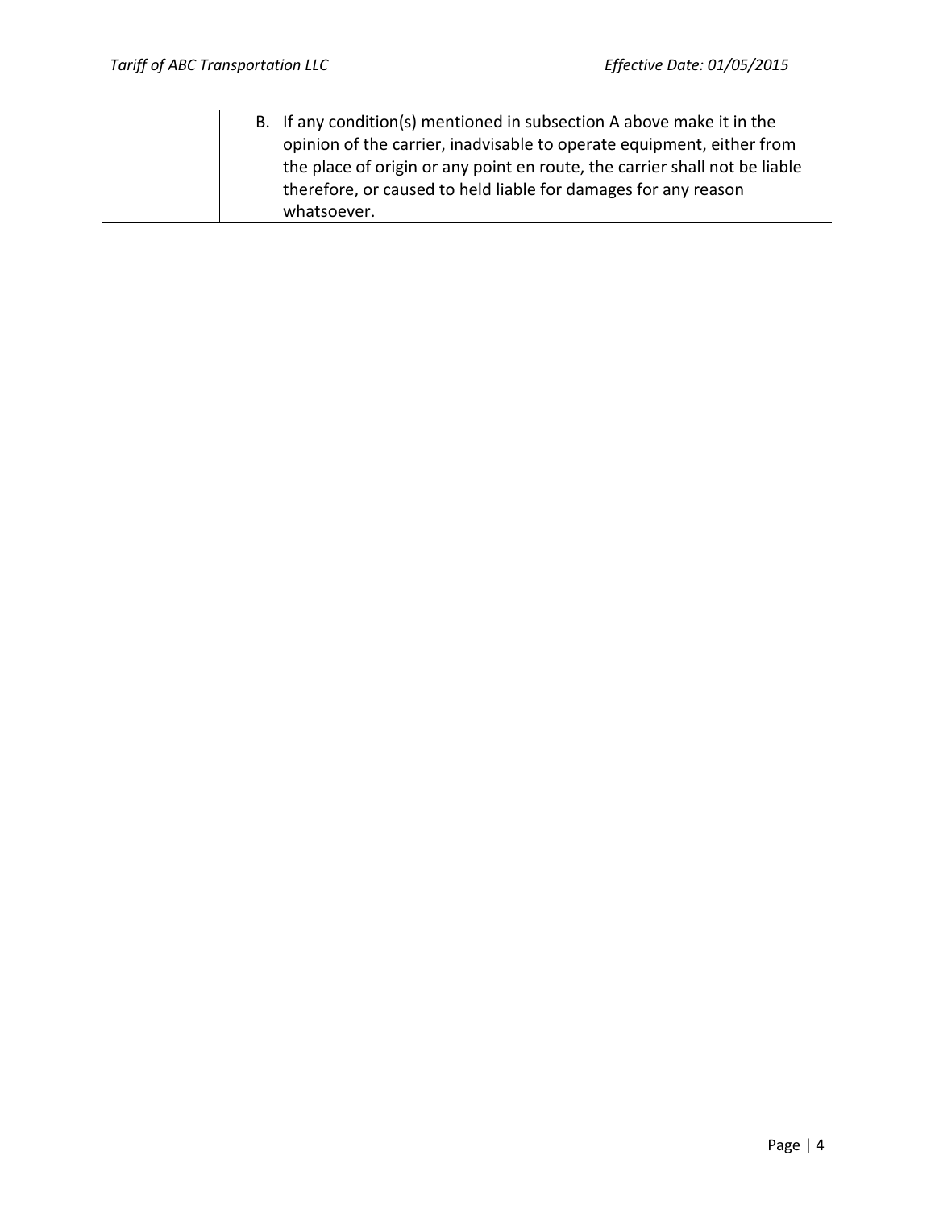| | |
|---|---|
| | B. If any condition(s) mentioned in subsection A above make it in the opinion of the carrier, inadvisable to operate equipment, either from the place of origin or any point en route, the carrier shall not be liable therefore, or caused to held liable for damages for any reason whatsoever. |